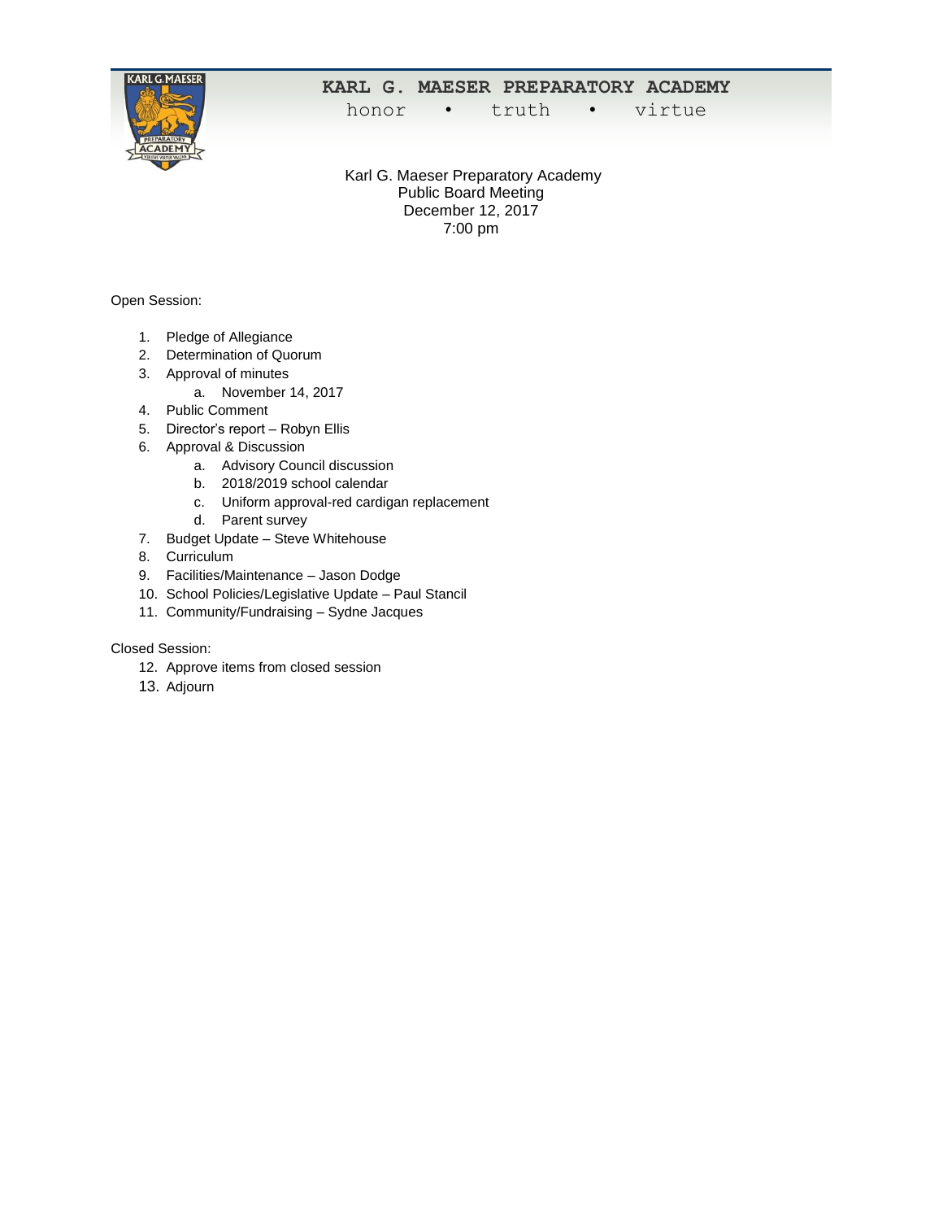# KARL G. MAESER PREPARATORY ACADEMY

honor • truth • virtue

Karl G. Maeser Preparatory Academy
Public Board Meeting
December 12, 2017
7:00 pm

Open Session:

1. Pledge of Allegiance
2. Determination of Quorum
3. Approval of minutes
    a. November 14, 2017
4. Public Comment
5. Director's report – Robyn Ellis
6. Approval & Discussion
    a. Advisory Council discussion
    b. 2018/2019 school calendar
    c. Uniform approval-red cardigan replacement
    d. Parent survey
7. Budget Update – Steve Whitehouse
8. Curriculum
9. Facilities/Maintenance – Jason Dodge
10. School Policies/Legislative Update – Paul Stancil
11. Community/Fundraising – Sydne Jacques

Closed Session:

12. Approve items from closed session
13. Adjourn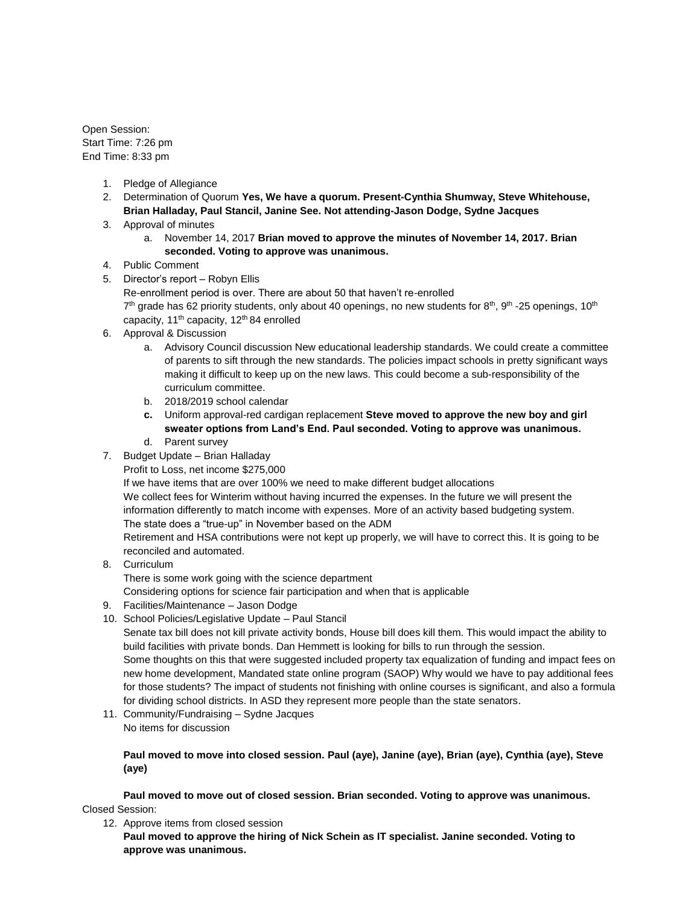Open Session:
Start Time: 7:26 pm
End Time: 8:33 pm

1. Pledge of Allegiance
2. Determination of Quorum **Yes, We have a quorum. Present-Cynthia Shumway, Steve Whitehouse, Brian Halladay, Paul Stancil, Janine See. Not attending-Jason Dodge, Sydne Jacques**
3. Approval of minutes
   a. November 14, 2017 **Brian moved to approve the minutes of November 14, 2017. Brian seconded. Voting to approve was unanimous.**
4. Public Comment
5. Director's report – Robyn Ellis
   Re-enrollment period is over. There are about 50 that haven't re-enrolled
   7th grade has 62 priority students, only about 40 openings, no new students for 8th, 9th -25 openings, 10th capacity, 11th capacity, 12th 84 enrolled
6. Approval & Discussion
   a. Advisory Council discussion New educational leadership standards. We could create a committee of parents to sift through the new standards. The policies impact schools in pretty significant ways making it difficult to keep up on the new laws. This could become a sub-responsibility of the curriculum committee.
   b. 2018/2019 school calendar
   c. Uniform approval-red cardigan replacement **Steve moved to approve the new boy and girl sweater options from Land's End. Paul seconded. Voting to approve was unanimous.**
   d. Parent survey
7. Budget Update – Brian Halladay
   Profit to Loss, net income $275,000
   If we have items that are over 100% we need to make different budget allocations
   We collect fees for Winterim without having incurred the expenses. In the future we will present the information differently to match income with expenses. More of an activity based budgeting system.
   The state does a "true-up" in November based on the ADM
   Retirement and HSA contributions were not kept up properly, we will have to correct this. It is going to be reconciled and automated.
8. Curriculum
   There is some work going with the science department
   Considering options for science fair participation and when that is applicable
9. Facilities/Maintenance – Jason Dodge
10. School Policies/Legislative Update – Paul Stancil
    Senate tax bill does not kill private activity bonds, House bill does kill them. This would impact the ability to build facilities with private bonds. Dan Hemmett is looking for bills to run through the session.
    Some thoughts on this that were suggested included property tax equalization of funding and impact fees on new home development, Mandated state online program (SAOP) Why would we have to pay additional fees for those students? The impact of students not finishing with online courses is significant, and also a formula for dividing school districts. In ASD they represent more people than the state senators.
11. Community/Fundraising – Sydne Jacques
    No items for discussion

    **Paul moved to move into closed session. Paul (aye), Janine (aye), Brian (aye), Cynthia (aye), Steve (aye)**

    **Paul moved to move out of closed session. Brian seconded. Voting to approve was unanimous.**

Closed Session:

12. Approve items from closed session
    **Paul moved to approve the hiring of Nick Schein as IT specialist. Janine seconded. Voting to approve was unanimous.**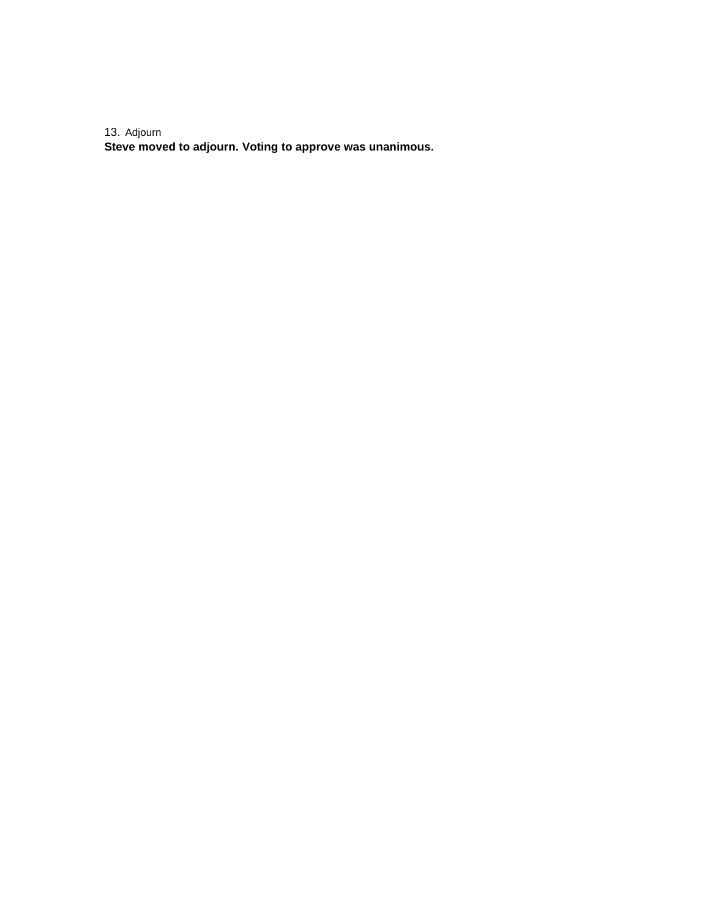13. Adjourn

**Steve moved to adjourn. Voting to approve was unanimous.**